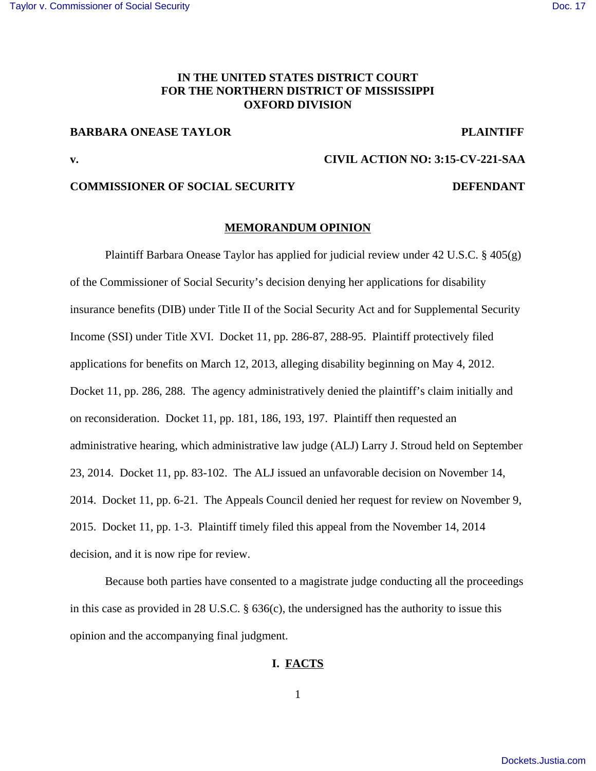**IN THE UNITED STATES DISTRICT COURT**
**FOR THE NORTHERN DISTRICT OF MISSISSIPPI**
**OXFORD DIVISION**

**BARBARA ONEASE TAYLOR** **PLAINTIFF**

**v.** **CIVIL ACTION NO: 3:15-CV-221-SAA**

**COMMISSIONER OF SOCIAL SECURITY** **DEFENDANT**

## MEMORANDUM OPINION

Plaintiff Barbara Onease Taylor has applied for judicial review under 42 U.S.C. § 405(g) of the Commissioner of Social Security's decision denying her applications for disability insurance benefits (DIB) under Title II of the Social Security Act and for Supplemental Security Income (SSI) under Title XVI. Docket 11, pp. 286-87, 288-95. Plaintiff protectively filed applications for benefits on March 12, 2013, alleging disability beginning on May 4, 2012. Docket 11, pp. 286, 288. The agency administratively denied the plaintiff's claim initially and on reconsideration. Docket 11, pp. 181, 186, 193, 197. Plaintiff then requested an administrative hearing, which administrative law judge (ALJ) Larry J. Stroud held on September 23, 2014. Docket 11, pp. 83-102. The ALJ issued an unfavorable decision on November 14, 2014. Docket 11, pp. 6-21. The Appeals Council denied her request for review on November 9, 2015. Docket 11, pp. 1-3. Plaintiff timely filed this appeal from the November 14, 2014 decision, and it is now ripe for review.

Because both parties have consented to a magistrate judge conducting all the proceedings in this case as provided in 28 U.S.C. § 636(c), the undersigned has the authority to issue this opinion and the accompanying final judgment.

## I. FACTS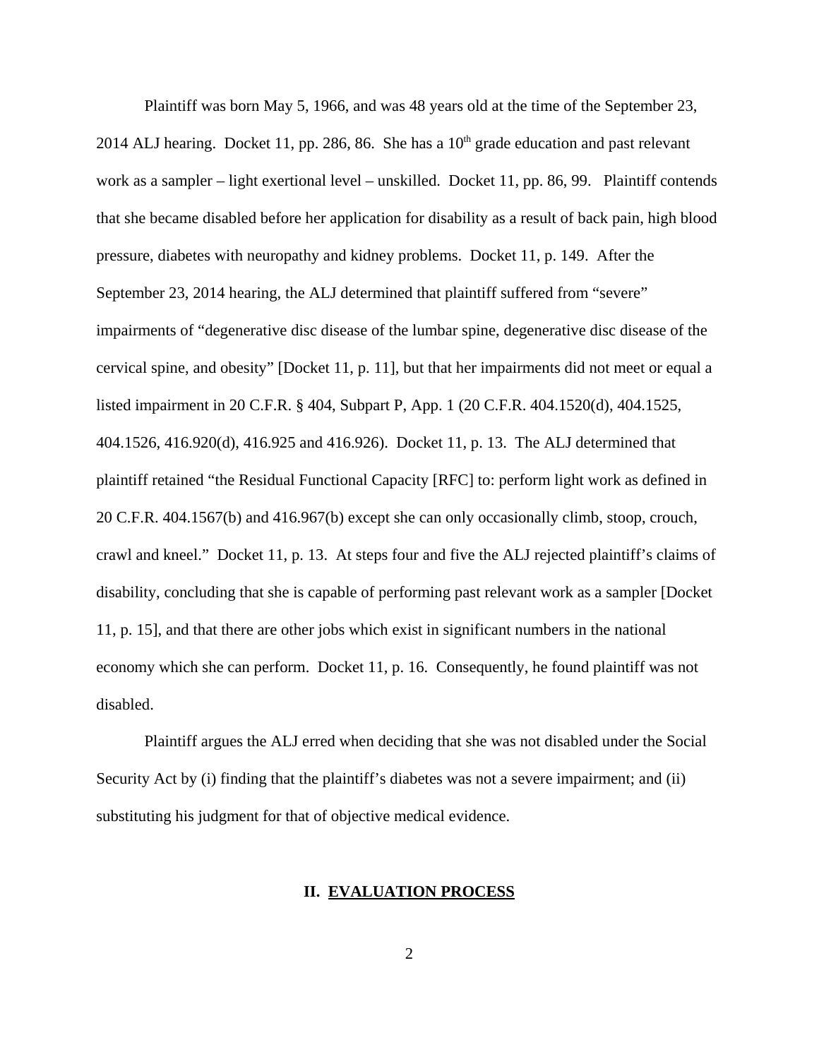Plaintiff was born May 5, 1966, and was 48 years old at the time of the September 23, 2014 ALJ hearing. Docket 11, pp. 286, 86. She has a 10th grade education and past relevant work as a sampler – light exertional level – unskilled. Docket 11, pp. 86, 99. Plaintiff contends that she became disabled before her application for disability as a result of back pain, high blood pressure, diabetes with neuropathy and kidney problems. Docket 11, p. 149. After the September 23, 2014 hearing, the ALJ determined that plaintiff suffered from "severe" impairments of "degenerative disc disease of the lumbar spine, degenerative disc disease of the cervical spine, and obesity" [Docket 11, p. 11], but that her impairments did not meet or equal a listed impairment in 20 C.F.R. § 404, Subpart P, App. 1 (20 C.F.R. 404.1520(d), 404.1525, 404.1526, 416.920(d), 416.925 and 416.926). Docket 11, p. 13. The ALJ determined that plaintiff retained "the Residual Functional Capacity [RFC] to: perform light work as defined in 20 C.F.R. 404.1567(b) and 416.967(b) except she can only occasionally climb, stoop, crouch, crawl and kneel." Docket 11, p. 13. At steps four and five the ALJ rejected plaintiff's claims of disability, concluding that she is capable of performing past relevant work as a sampler [Docket 11, p. 15], and that there are other jobs which exist in significant numbers in the national economy which she can perform. Docket 11, p. 16. Consequently, he found plaintiff was not disabled.

Plaintiff argues the ALJ erred when deciding that she was not disabled under the Social Security Act by (i) finding that the plaintiff's diabetes was not a severe impairment; and (ii) substituting his judgment for that of objective medical evidence.

## II. EVALUATION PROCESS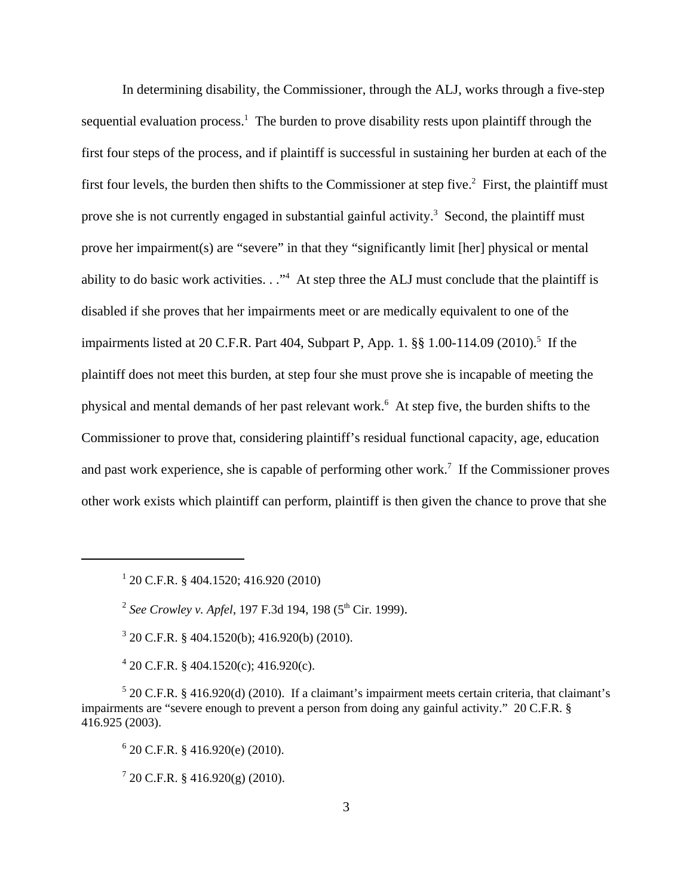In determining disability, the Commissioner, through the ALJ, works through a five-step sequential evaluation process.[1] The burden to prove disability rests upon plaintiff through the first four steps of the process, and if plaintiff is successful in sustaining her burden at each of the first four levels, the burden then shifts to the Commissioner at step five.[2] First, the plaintiff must prove she is not currently engaged in substantial gainful activity.[3] Second, the plaintiff must prove her impairment(s) are "severe" in that they "significantly limit [her] physical or mental ability to do basic work activities. . ."[4] At step three the ALJ must conclude that the plaintiff is disabled if she proves that her impairments meet or are medically equivalent to one of the impairments listed at 20 C.F.R. Part 404, Subpart P, App. 1. §§ 1.00-114.09 (2010).[5] If the plaintiff does not meet this burden, at step four she must prove she is incapable of meeting the physical and mental demands of her past relevant work.[6] At step five, the burden shifts to the Commissioner to prove that, considering plaintiff's residual functional capacity, age, education and past work experience, she is capable of performing other work.[7] If the Commissioner proves other work exists which plaintiff can perform, plaintiff is then given the chance to prove that she

---

[1] 20 C.F.R. § 404.1520; 416.920 (2010)

[2] *See Crowley v. Apfel*, 197 F.3d 194, 198 (5th Cir. 1999).

[3] 20 C.F.R. § 404.1520(b); 416.920(b) (2010).

[4] 20 C.F.R. § 404.1520(c); 416.920(c).

[5] 20 C.F.R. § 416.920(d) (2010). If a claimant's impairment meets certain criteria, that claimant's impairments are "severe enough to prevent a person from doing any gainful activity." 20 C.F.R. § 416.925 (2003).

[6] 20 C.F.R. § 416.920(e) (2010).

[7] 20 C.F.R. § 416.920(g) (2010).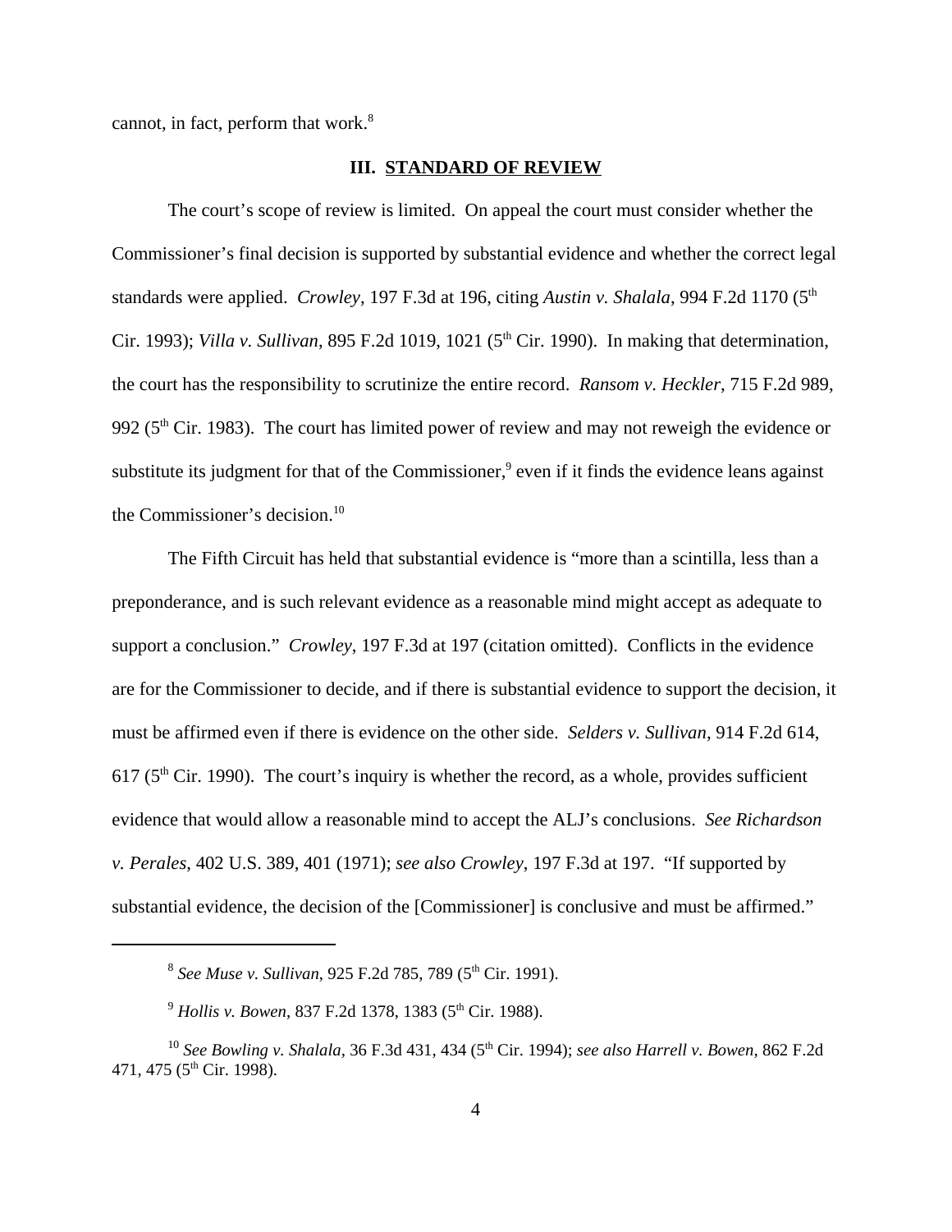cannot, in fact, perform that work.[8]

### III. STANDARD OF REVIEW

The court's scope of review is limited. On appeal the court must consider whether the Commissioner's final decision is supported by substantial evidence and whether the correct legal standards were applied. *Crowley*, 197 F.3d at 196, citing *Austin v. Shalala*, 994 F.2d 1170 (5th Cir. 1993); *Villa v. Sullivan*, 895 F.2d 1019, 1021 (5th Cir. 1990). In making that determination, the court has the responsibility to scrutinize the entire record. *Ransom v. Heckler*, 715 F.2d 989, 992 (5th Cir. 1983). The court has limited power of review and may not reweigh the evidence or substitute its judgment for that of the Commissioner,[9] even if it finds the evidence leans against the Commissioner's decision.[10]

The Fifth Circuit has held that substantial evidence is "more than a scintilla, less than a preponderance, and is such relevant evidence as a reasonable mind might accept as adequate to support a conclusion." *Crowley*, 197 F.3d at 197 (citation omitted). Conflicts in the evidence are for the Commissioner to decide, and if there is substantial evidence to support the decision, it must be affirmed even if there is evidence on the other side. *Selders v. Sullivan*, 914 F.2d 614, 617 (5th Cir. 1990). The court's inquiry is whether the record, as a whole, provides sufficient evidence that would allow a reasonable mind to accept the ALJ's conclusions. *See Richardson v. Perales*, 402 U.S. 389, 401 (1971); *see also Crowley*, 197 F.3d at 197. "If supported by substantial evidence, the decision of the [Commissioner] is conclusive and must be affirmed."

---

[8] *See Muse v. Sullivan*, 925 F.2d 785, 789 (5th Cir. 1991).

[9] *Hollis v. Bowen*, 837 F.2d 1378, 1383 (5th Cir. 1988).

[10] *See Bowling v. Shalala*, 36 F.3d 431, 434 (5th Cir. 1994); *see also Harrell v. Bowen*, 862 F.2d 471, 475 (5th Cir. 1998).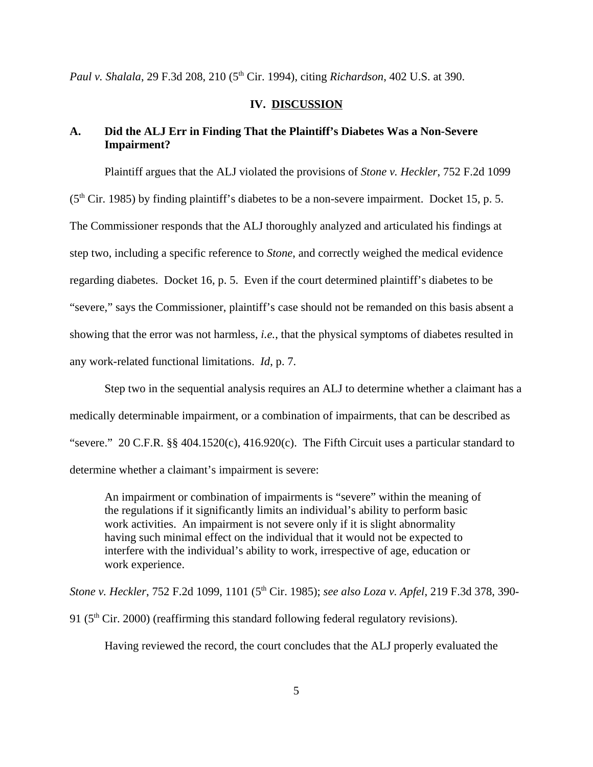*Paul v. Shalala*, 29 F.3d 208, 210 (5th Cir. 1994), citing *Richardson*, 402 U.S. at 390.

## IV. DISCUSSION

### A. Did the ALJ Err in Finding That the Plaintiff's Diabetes Was a Non-Severe Impairment?

Plaintiff argues that the ALJ violated the provisions of *Stone v. Heckler*, 752 F.2d 1099 (5th Cir. 1985) by finding plaintiff's diabetes to be a non-severe impairment. Docket 15, p. 5. The Commissioner responds that the ALJ thoroughly analyzed and articulated his findings at step two, including a specific reference to *Stone*, and correctly weighed the medical evidence regarding diabetes. Docket 16, p. 5. Even if the court determined plaintiff's diabetes to be "severe," says the Commissioner, plaintiff's case should not be remanded on this basis absent a showing that the error was not harmless, *i.e.*, that the physical symptoms of diabetes resulted in any work-related functional limitations. *Id*, p. 7.

Step two in the sequential analysis requires an ALJ to determine whether a claimant has a medically determinable impairment, or a combination of impairments, that can be described as "severe." 20 C.F.R. §§ 404.1520(c), 416.920(c). The Fifth Circuit uses a particular standard to determine whether a claimant's impairment is severe:

> An impairment or combination of impairments is "severe" within the meaning of the regulations if it significantly limits an individual's ability to perform basic work activities. An impairment is not severe only if it is slight abnormality having such minimal effect on the individual that it would not be expected to interfere with the individual's ability to work, irrespective of age, education or work experience.

*Stone v. Heckler*, 752 F.2d 1099, 1101 (5th Cir. 1985); *see also Loza v. Apfel*, 219 F.3d 378, 390-91 (5th Cir. 2000) (reaffirming this standard following federal regulatory revisions).

Having reviewed the record, the court concludes that the ALJ properly evaluated the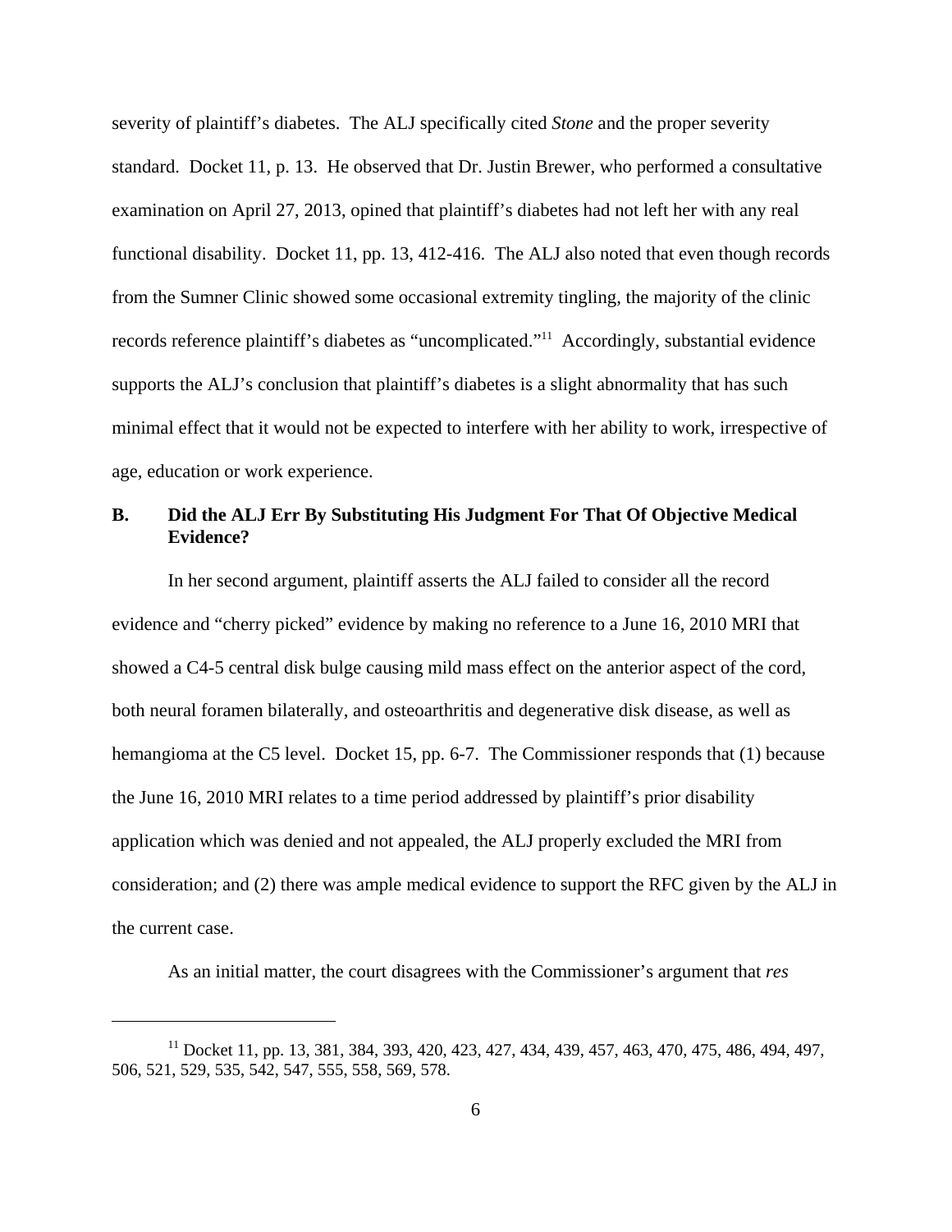severity of plaintiff's diabetes. The ALJ specifically cited *Stone* and the proper severity standard. Docket 11, p. 13. He observed that Dr. Justin Brewer, who performed a consultative examination on April 27, 2013, opined that plaintiff's diabetes had not left her with any real functional disability. Docket 11, pp. 13, 412-416. The ALJ also noted that even though records from the Sumner Clinic showed some occasional extremity tingling, the majority of the clinic records reference plaintiff's diabetes as "uncomplicated."[11] Accordingly, substantial evidence supports the ALJ's conclusion that plaintiff's diabetes is a slight abnormality that has such minimal effect that it would not be expected to interfere with her ability to work, irrespective of age, education or work experience.

### B. Did the ALJ Err By Substituting His Judgment For That Of Objective Medical Evidence?

In her second argument, plaintiff asserts the ALJ failed to consider all the record evidence and "cherry picked" evidence by making no reference to a June 16, 2010 MRI that showed a C4-5 central disk bulge causing mild mass effect on the anterior aspect of the cord, both neural foramen bilaterally, and osteoarthritis and degenerative disk disease, as well as hemangioma at the C5 level. Docket 15, pp. 6-7. The Commissioner responds that (1) because the June 16, 2010 MRI relates to a time period addressed by plaintiff's prior disability application which was denied and not appealed, the ALJ properly excluded the MRI from consideration; and (2) there was ample medical evidence to support the RFC given by the ALJ in the current case.

As an initial matter, the court disagrees with the Commissioner's argument that *res*

---

[11] Docket 11, pp. 13, 381, 384, 393, 420, 423, 427, 434, 439, 457, 463, 470, 475, 486, 494, 497, 506, 521, 529, 535, 542, 547, 555, 558, 569, 578.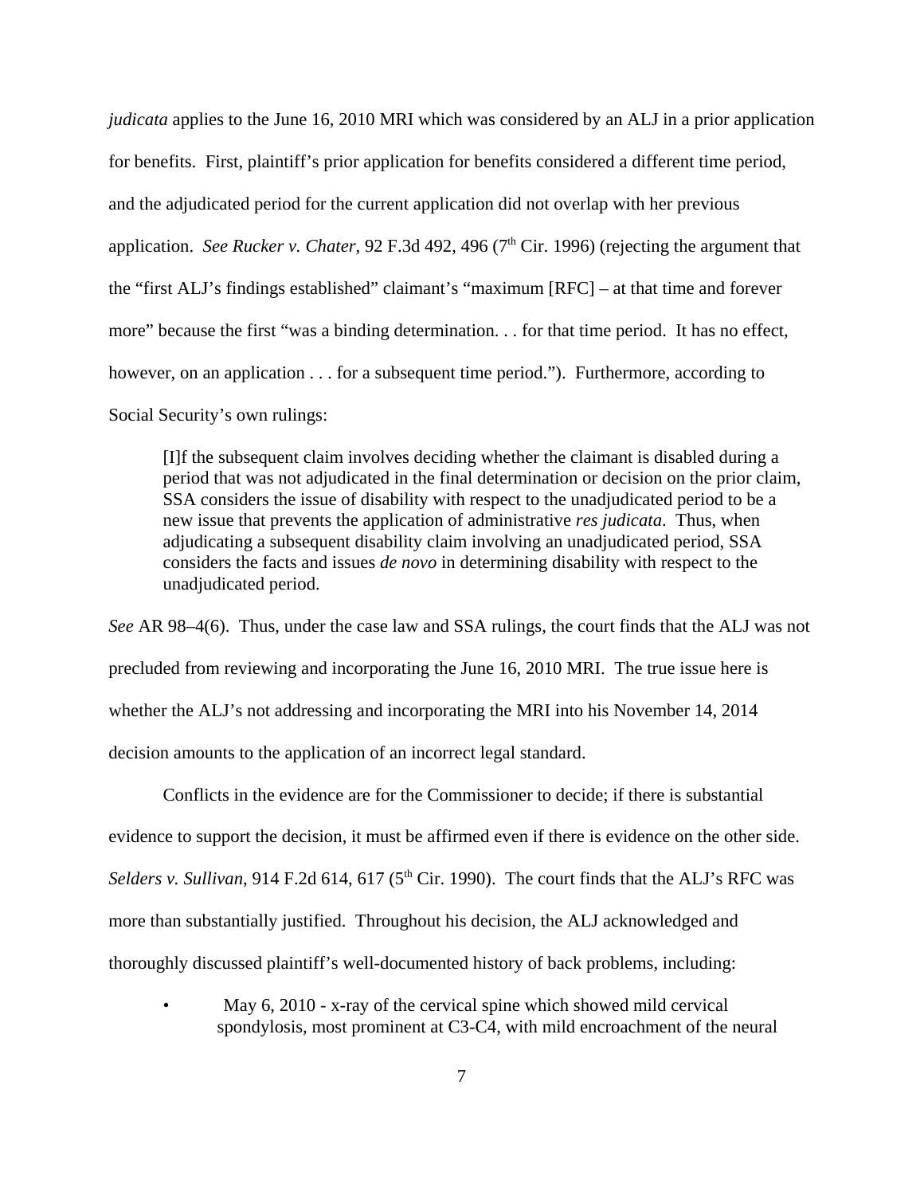*judicata* applies to the June 16, 2010 MRI which was considered by an ALJ in a prior application for benefits. First, plaintiff's prior application for benefits considered a different time period, and the adjudicated period for the current application did not overlap with her previous application. *See Rucker v. Chater*, 92 F.3d 492, 496 (7th Cir. 1996) (rejecting the argument that the "first ALJ's findings established" claimant's "maximum [RFC] – at that time and forever more" because the first "was a binding determination. . . for that time period. It has no effect, however, on an application . . . for a subsequent time period."). Furthermore, according to Social Security's own rulings:

> [I]f the subsequent claim involves deciding whether the claimant is disabled during a period that was not adjudicated in the final determination or decision on the prior claim, SSA considers the issue of disability with respect to the unadjudicated period to be a new issue that prevents the application of administrative *res judicata*. Thus, when adjudicating a subsequent disability claim involving an unadjudicated period, SSA considers the facts and issues *de novo* in determining disability with respect to the unadjudicated period.

*See* AR 98–4(6). Thus, under the case law and SSA rulings, the court finds that the ALJ was not precluded from reviewing and incorporating the June 16, 2010 MRI. The true issue here is whether the ALJ's not addressing and incorporating the MRI into his November 14, 2014 decision amounts to the application of an incorrect legal standard.

Conflicts in the evidence are for the Commissioner to decide; if there is substantial evidence to support the decision, it must be affirmed even if there is evidence on the other side. *Selders v. Sullivan*, 914 F.2d 614, 617 (5th Cir. 1990). The court finds that the ALJ's RFC was more than substantially justified. Throughout his decision, the ALJ acknowledged and thoroughly discussed plaintiff's well-documented history of back problems, including:

- May 6, 2010 - x-ray of the cervical spine which showed mild cervical spondylosis, most prominent at C3-C4, with mild encroachment of the neural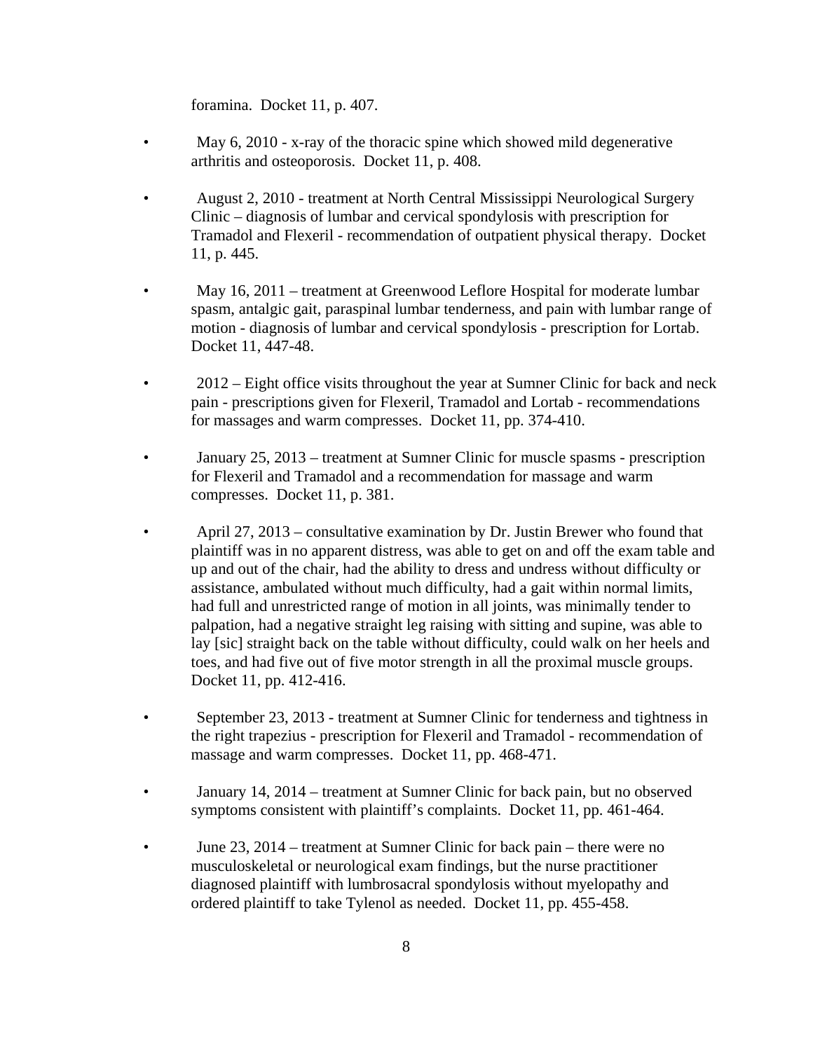foramina. Docket 11, p. 407.

- May 6, 2010 - x-ray of the thoracic spine which showed mild degenerative arthritis and osteoporosis. Docket 11, p. 408.
- August 2, 2010 - treatment at North Central Mississippi Neurological Surgery Clinic – diagnosis of lumbar and cervical spondylosis with prescription for Tramadol and Flexeril - recommendation of outpatient physical therapy. Docket 11, p. 445.
- May 16, 2011 – treatment at Greenwood Leflore Hospital for moderate lumbar spasm, antalgic gait, paraspinal lumbar tenderness, and pain with lumbar range of motion - diagnosis of lumbar and cervical spondylosis - prescription for Lortab. Docket 11, 447-48.
- 2012 – Eight office visits throughout the year at Sumner Clinic for back and neck pain - prescriptions given for Flexeril, Tramadol and Lortab - recommendations for massages and warm compresses. Docket 11, pp. 374-410.
- January 25, 2013 – treatment at Sumner Clinic for muscle spasms - prescription for Flexeril and Tramadol and a recommendation for massage and warm compresses. Docket 11, p. 381.
- April 27, 2013 – consultative examination by Dr. Justin Brewer who found that plaintiff was in no apparent distress, was able to get on and off the exam table and up and out of the chair, had the ability to dress and undress without difficulty or assistance, ambulated without much difficulty, had a gait within normal limits, had full and unrestricted range of motion in all joints, was minimally tender to palpation, had a negative straight leg raising with sitting and supine, was able to lay [sic] straight back on the table without difficulty, could walk on her heels and toes, and had five out of five motor strength in all the proximal muscle groups. Docket 11, pp. 412-416.
- September 23, 2013 - treatment at Sumner Clinic for tenderness and tightness in the right trapezius - prescription for Flexeril and Tramadol - recommendation of massage and warm compresses. Docket 11, pp. 468-471.
- January 14, 2014 – treatment at Sumner Clinic for back pain, but no observed symptoms consistent with plaintiff's complaints. Docket 11, pp. 461-464.
- June 23, 2014 – treatment at Sumner Clinic for back pain – there were no musculoskeletal or neurological exam findings, but the nurse practitioner diagnosed plaintiff with lumbrosacral spondylosis without myelopathy and ordered plaintiff to take Tylenol as needed. Docket 11, pp. 455-458.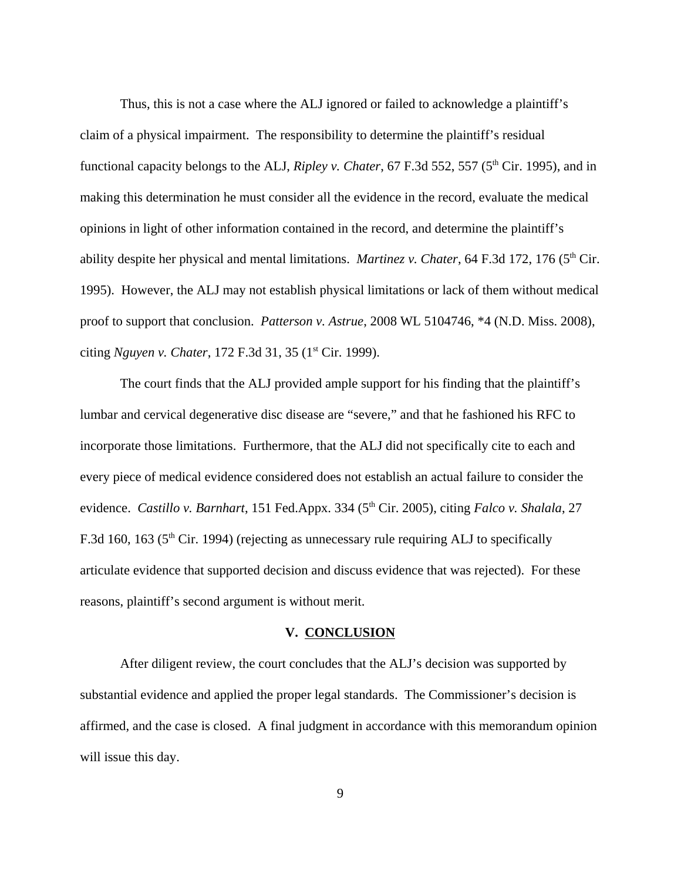Thus, this is not a case where the ALJ ignored or failed to acknowledge a plaintiff's claim of a physical impairment. The responsibility to determine the plaintiff's residual functional capacity belongs to the ALJ, *Ripley v. Chater*, 67 F.3d 552, 557 (5th Cir. 1995), and in making this determination he must consider all the evidence in the record, evaluate the medical opinions in light of other information contained in the record, and determine the plaintiff's ability despite her physical and mental limitations. *Martinez v. Chater*, 64 F.3d 172, 176 (5th Cir. 1995). However, the ALJ may not establish physical limitations or lack of them without medical proof to support that conclusion. *Patterson v. Astrue*, 2008 WL 5104746, *4 (N.D. Miss. 2008), citing *Nguyen v. Chater*, 172 F.3d 31, 35 (1st Cir. 1999).

The court finds that the ALJ provided ample support for his finding that the plaintiff's lumbar and cervical degenerative disc disease are "severe," and that he fashioned his RFC to incorporate those limitations. Furthermore, that the ALJ did not specifically cite to each and every piece of medical evidence considered does not establish an actual failure to consider the evidence. *Castillo v. Barnhart*, 151 Fed.Appx. 334 (5th Cir. 2005), citing *Falco v. Shalala*, 27 F.3d 160, 163 (5th Cir. 1994) (rejecting as unnecessary rule requiring ALJ to specifically articulate evidence that supported decision and discuss evidence that was rejected). For these reasons, plaintiff's second argument is without merit.

## V. CONCLUSION

After diligent review, the court concludes that the ALJ's decision was supported by substantial evidence and applied the proper legal standards. The Commissioner's decision is affirmed, and the case is closed. A final judgment in accordance with this memorandum opinion will issue this day.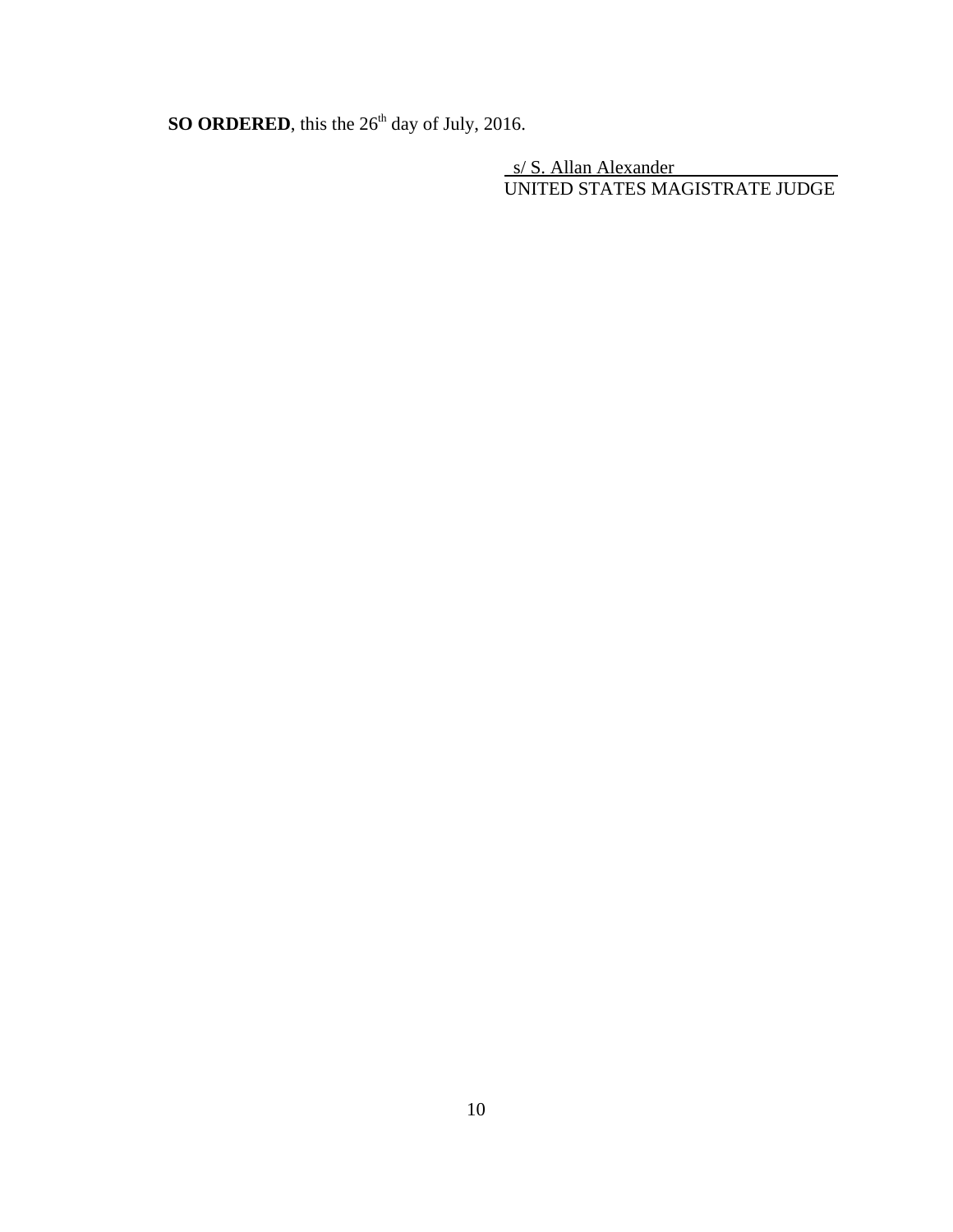**SO ORDERED**, this the 26th day of July, 2016.

s/ S. Allan Alexander
UNITED STATES MAGISTRATE JUDGE